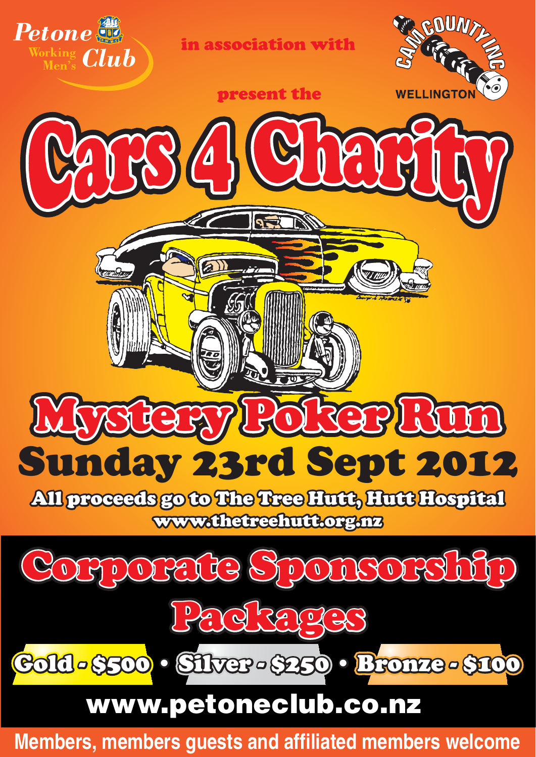Petone Working Men's Club

in association with

CAM COUNTY INC WELLINGTON

present the

# Cars 4 Charity

## Mystery Poker Run

## Sunday 23rd Sept 2012

All proceeds go to The Tree Hutt, Hutt Hospital

www.thetreehutt.org.nz

## Corporate Sponsorship Packages

**Gold - $500** • **Silver - $250** • **Bronze - $100**

**www.petoneclub.co.nz**

Members, members guests and affiliated members welcome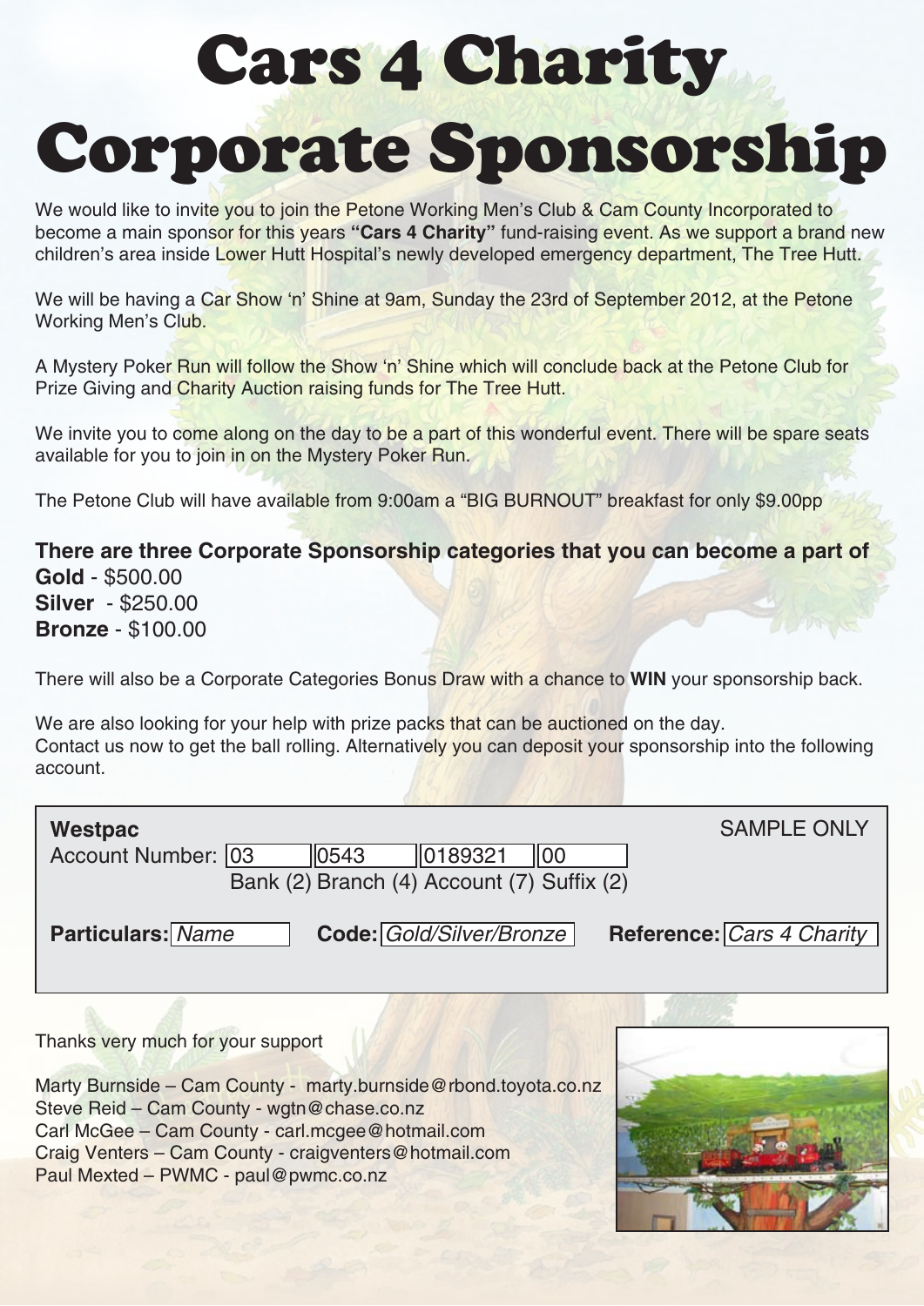# Cars 4 Charity Corporate Sponsorship

We would like to invite you to join the Petone Working Men's Club & Cam County Incorporated to become a main sponsor for this years **"Cars 4 Charity"** fund-raising event. As we support a brand new children's area inside Lower Hutt Hospital's newly developed emergency department, The Tree Hutt.

We will be having a Car Show 'n' Shine at 9am, Sunday the 23rd of September 2012, at the Petone Working Men's Club.

A Mystery Poker Run will follow the Show 'n' Shine which will conclude back at the Petone Club for Prize Giving and Charity Auction raising funds for The Tree Hutt.

We invite you to come along on the day to be a part of this wonderful event. There will be spare seats available for you to join in on the Mystery Poker Run.

The Petone Club will have available from 9:00am a "BIG BURNOUT" breakfast for only $9.00pp

**There are three Corporate Sponsorship categories that you can become a part of**

**Gold** - $500.00
**Silver** - $250.00
**Bronze** - $100.00

There will also be a Corporate Categories Bonus Draw with a chance to **WIN** your sponsorship back.

We are also looking for your help with prize packs that can be auctioned on the day.
Contact us now to get the ball rolling. Alternatively you can deposit your sponsorship into the following account.

**Westpac** SAMPLE ONLY

Account Number: 03 | 0543 | 0189321 | 00
Bank (2) Branch (4) Account (7) Suffix (2)

**Particulars:** *Name* **Code:** *Gold/Silver/Bronze* **Reference:** *Cars 4 Charity*

Thanks very much for your support

Marty Burnside – Cam County - marty.burnside@rbond.toyota.co.nz
Steve Reid – Cam County - wgtn@chase.co.nz
Carl McGee – Cam County - carl.mcgee@hotmail.com
Craig Venters – Cam County - craigventers@hotmail.com
Paul Mexted – PWMC - paul@pwmc.co.nz